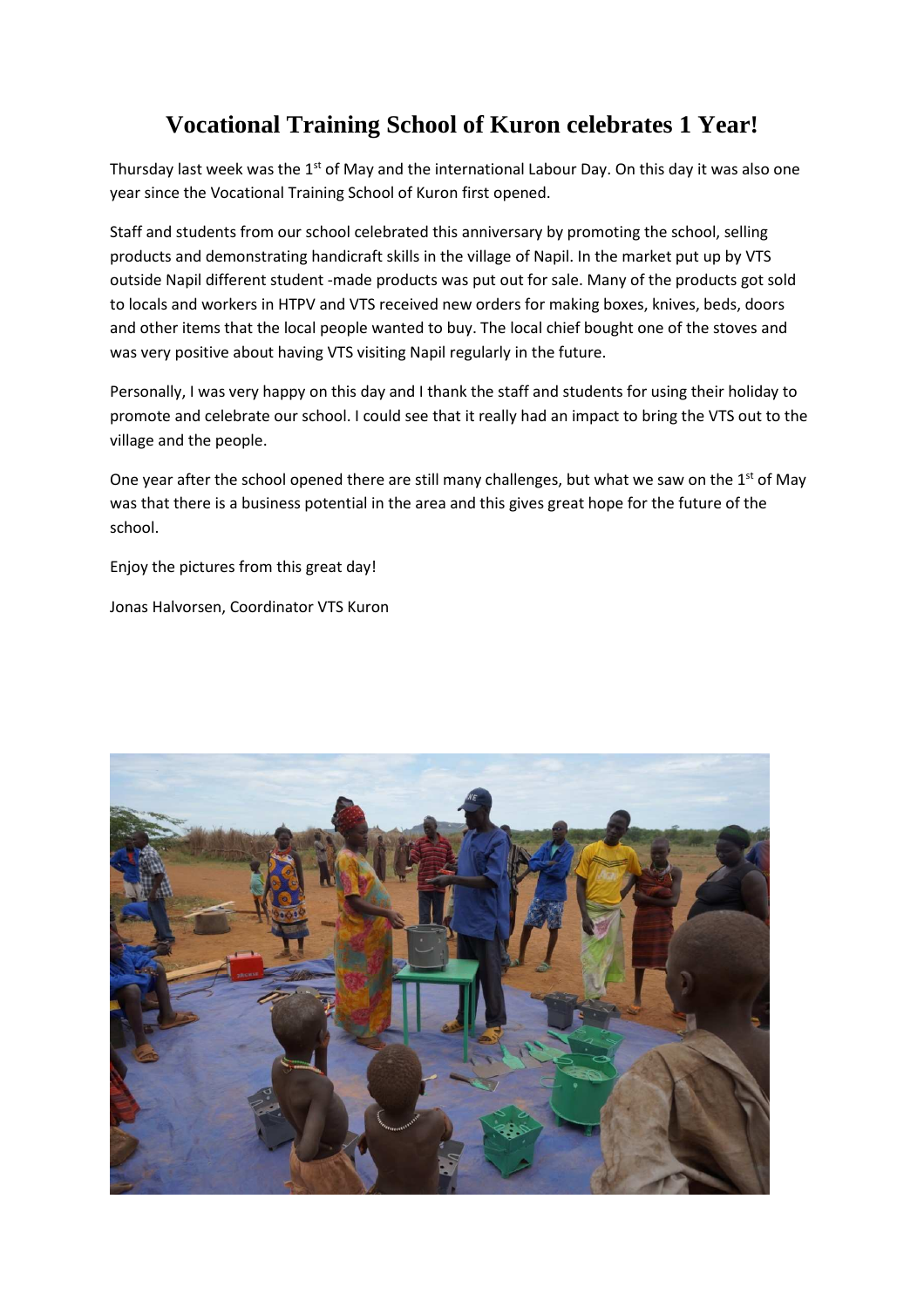# Vocational Training School of Kuron celebrates 1 Year!

Thursday last week was the 1st of May and the international Labour Day. On this day it was also one year since the Vocational Training School of Kuron first opened.

Staff and students from our school celebrated this anniversary by promoting the school, selling products and demonstrating handicraft skills in the village of Napil. In the market put up by VTS outside Napil different student -made products was put out for sale. Many of the products got sold to locals and workers in HTPV and VTS received new orders for making boxes, knives, beds, doors and other items that the local people wanted to buy. The local chief bought one of the stoves and was very positive about having VTS visiting Napil regularly in the future.

Personally, I was very happy on this day and I thank the staff and students for using their holiday to promote and celebrate our school. I could see that it really had an impact to bring the VTS out to the village and the people.

One year after the school opened there are still many challenges, but what we saw on the 1st of May was that there is a business potential in the area and this gives great hope for the future of the school.

Enjoy the pictures from this great day!

Jonas Halvorsen, Coordinator VTS Kuron